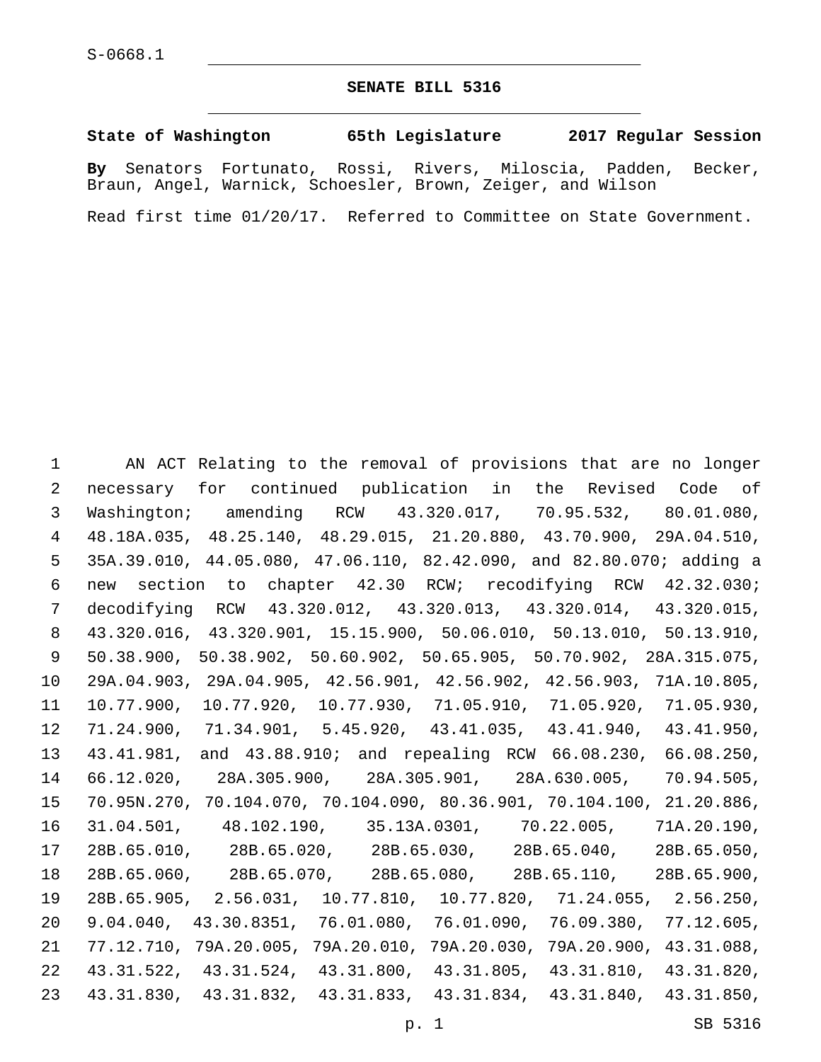S-0668.1

# SENATE BILL 5316

**State of Washington 65th Legislature 2017 Regular Session**

**By** Senators Fortunato, Rossi, Rivers, Miloscia, Padden, Becker, Braun, Angel, Warnick, Schoesler, Brown, Zeiger, and Wilson

Read first time 01/20/17. Referred to Committee on State Government.

1 AN ACT Relating to the removal of provisions that are no longer
2 necessary for continued publication in the Revised Code of
3 Washington; amending RCW 43.320.017, 70.95.532, 80.01.080,
4 48.18A.035, 48.25.140, 48.29.015, 21.20.880, 43.70.900, 29A.04.510,
5 35A.39.010, 44.05.080, 47.06.110, 82.42.090, and 82.80.070; adding a
6 new section to chapter 42.30 RCW; recodifying RCW 42.32.030;
7 decodifying RCW 43.320.012, 43.320.013, 43.320.014, 43.320.015,
8 43.320.016, 43.320.901, 15.15.900, 50.06.010, 50.13.010, 50.13.910,
9 50.38.900, 50.38.902, 50.60.902, 50.65.905, 50.70.902, 28A.315.075,
10 29A.04.903, 29A.04.905, 42.56.901, 42.56.902, 42.56.903, 71A.10.805,
11 10.77.900, 10.77.920, 10.77.930, 71.05.910, 71.05.920, 71.05.930,
12 71.24.900, 71.34.901, 5.45.920, 43.41.035, 43.41.940, 43.41.950,
13 43.41.981, and 43.88.910; and repealing RCW 66.08.230, 66.08.250,
14 66.12.020, 28A.305.900, 28A.305.901, 28A.630.005, 70.94.505,
15 70.95N.270, 70.104.070, 70.104.090, 80.36.901, 70.104.100, 21.20.886,
16 31.04.501, 48.102.190, 35.13A.0301, 70.22.005, 71A.20.190,
17 28B.65.010, 28B.65.020, 28B.65.030, 28B.65.040, 28B.65.050,
18 28B.65.060, 28B.65.070, 28B.65.080, 28B.65.110, 28B.65.900,
19 28B.65.905, 2.56.031, 10.77.810, 10.77.820, 71.24.055, 2.56.250,
20 9.04.040, 43.30.8351, 76.01.080, 76.01.090, 76.09.380, 77.12.605,
21 77.12.710, 79A.20.005, 79A.20.010, 79A.20.030, 79A.20.900, 43.31.088,
22 43.31.522, 43.31.524, 43.31.800, 43.31.805, 43.31.810, 43.31.820,
23 43.31.830, 43.31.832, 43.31.833, 43.31.834, 43.31.840, 43.31.850,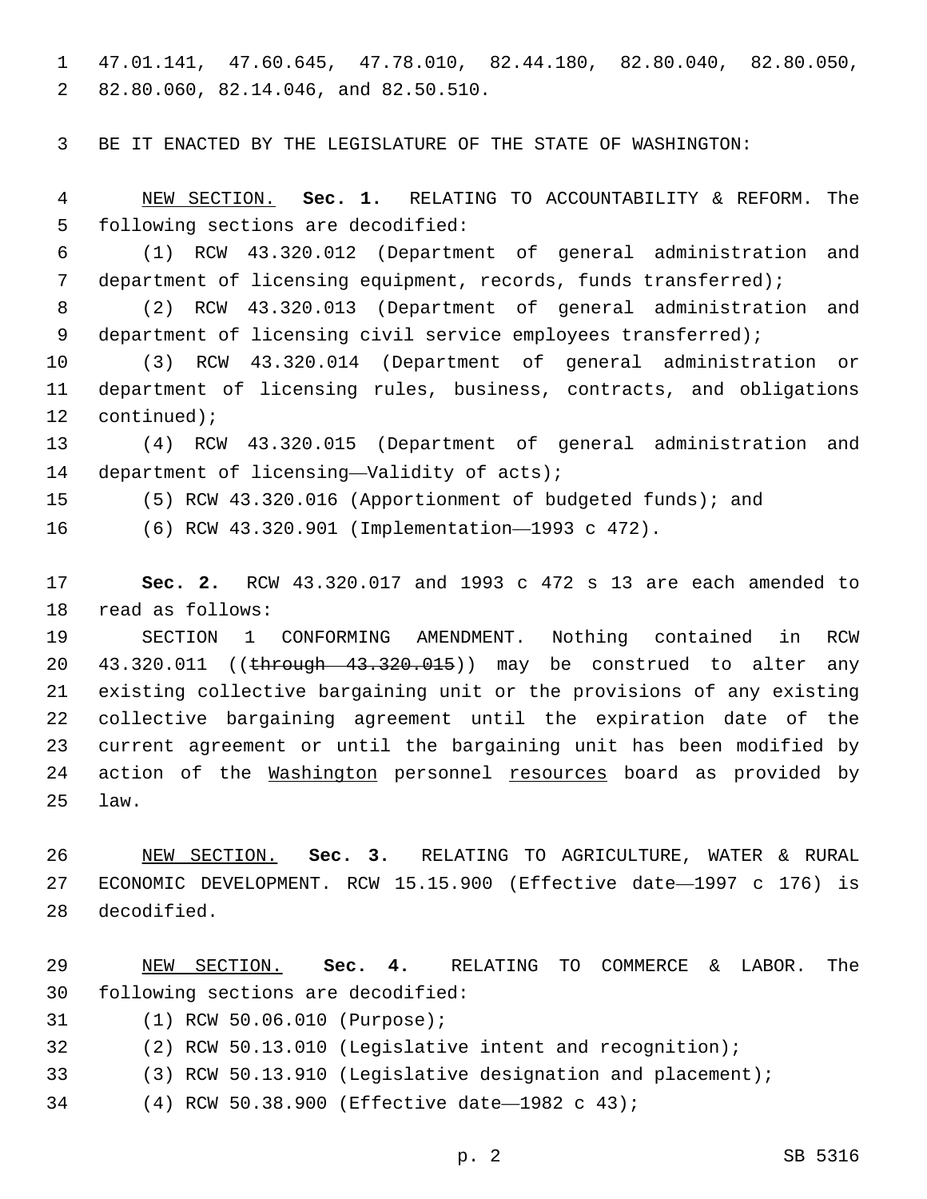47.01.141, 47.60.645, 47.78.010, 82.44.180, 82.80.040, 82.80.050, 82.80.060, 82.14.046, and 82.50.510.

BE IT ENACTED BY THE LEGISLATURE OF THE STATE OF WASHINGTON:

NEW SECTION. **Sec. 1.** RELATING TO ACCOUNTABILITY & REFORM. The following sections are decodified:

(1) RCW 43.320.012 (Department of general administration and department of licensing equipment, records, funds transferred);

(2) RCW 43.320.013 (Department of general administration and department of licensing civil service employees transferred);

(3) RCW 43.320.014 (Department of general administration or department of licensing rules, business, contracts, and obligations continued);

(4) RCW 43.320.015 (Department of general administration and department of licensing—Validity of acts);

(5) RCW 43.320.016 (Apportionment of budgeted funds); and

(6) RCW 43.320.901 (Implementation—1993 c 472).

**Sec. 2.** RCW 43.320.017 and 1993 c 472 s 13 are each amended to read as follows:

SECTION 1 CONFORMING AMENDMENT. Nothing contained in RCW 43.320.011 ((~~through 43.320.015~~)) may be construed to alter any existing collective bargaining unit or the provisions of any existing collective bargaining agreement until the expiration date of the current agreement or until the bargaining unit has been modified by action of the Washington personnel resources board as provided by law.

NEW SECTION. **Sec. 3.** RELATING TO AGRICULTURE, WATER & RURAL ECONOMIC DEVELOPMENT. RCW 15.15.900 (Effective date—1997 c 176) is decodified.

NEW SECTION. **Sec. 4.** RELATING TO COMMERCE & LABOR. The following sections are decodified:

(1) RCW 50.06.010 (Purpose);

(2) RCW 50.13.010 (Legislative intent and recognition);

(3) RCW 50.13.910 (Legislative designation and placement);

(4) RCW 50.38.900 (Effective date—1982 c 43);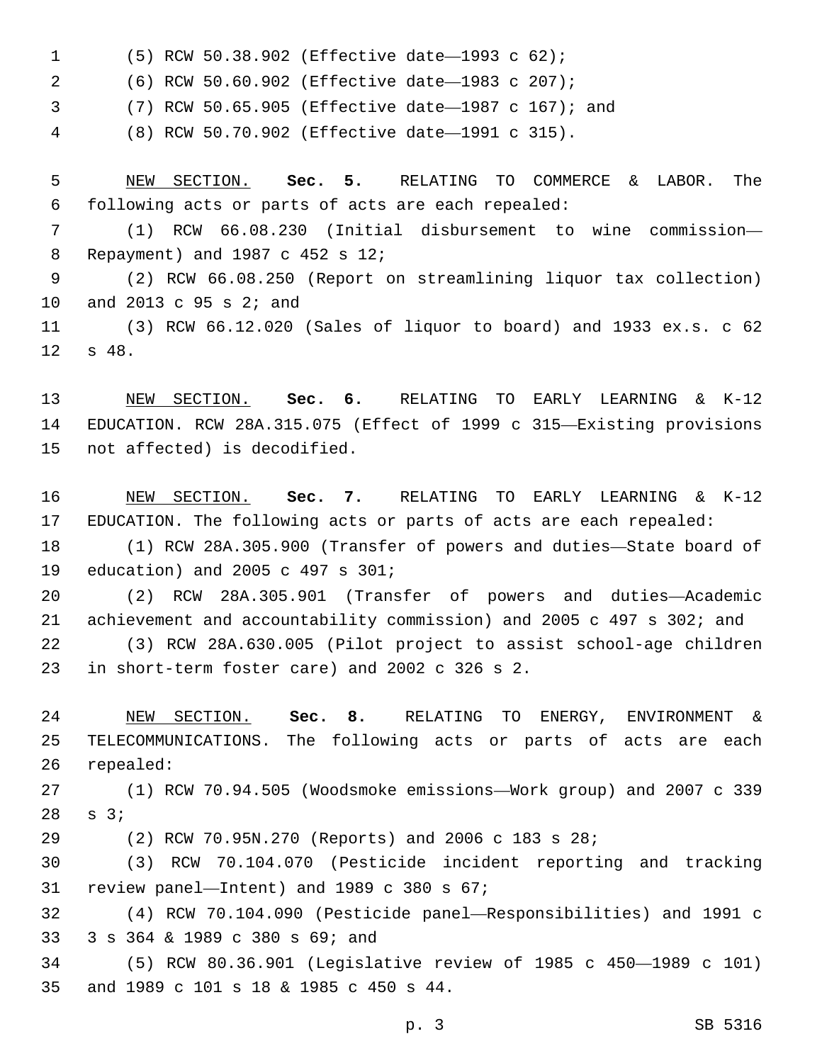(5) RCW 50.38.902 (Effective date—1993 c 62);

(6) RCW 50.60.902 (Effective date—1983 c 207);

(7) RCW 50.65.905 (Effective date—1987 c 167); and

(8) RCW 50.70.902 (Effective date—1991 c 315).

NEW SECTION. **Sec. 5.** RELATING TO COMMERCE & LABOR. The following acts or parts of acts are each repealed:

(1) RCW 66.08.230 (Initial disbursement to wine commission—Repayment) and 1987 c 452 s 12;

(2) RCW 66.08.250 (Report on streamlining liquor tax collection) and 2013 c 95 s 2; and

(3) RCW 66.12.020 (Sales of liquor to board) and 1933 ex.s. c 62 s 48.

NEW SECTION. **Sec. 6.** RELATING TO EARLY LEARNING & K-12 EDUCATION. RCW 28A.315.075 (Effect of 1999 c 315—Existing provisions not affected) is decodified.

NEW SECTION. **Sec. 7.** RELATING TO EARLY LEARNING & K-12 EDUCATION. The following acts or parts of acts are each repealed:

(1) RCW 28A.305.900 (Transfer of powers and duties—State board of education) and 2005 c 497 s 301;

(2) RCW 28A.305.901 (Transfer of powers and duties—Academic achievement and accountability commission) and 2005 c 497 s 302; and

(3) RCW 28A.630.005 (Pilot project to assist school-age children in short-term foster care) and 2002 c 326 s 2.

NEW SECTION. **Sec. 8.** RELATING TO ENERGY, ENVIRONMENT & TELECOMMUNICATIONS. The following acts or parts of acts are each repealed:

(1) RCW 70.94.505 (Woodsmoke emissions—Work group) and 2007 c 339 s 3;

(2) RCW 70.95N.270 (Reports) and 2006 c 183 s 28;

(3) RCW 70.104.070 (Pesticide incident reporting and tracking review panel—Intent) and 1989 c 380 s 67;

(4) RCW 70.104.090 (Pesticide panel—Responsibilities) and 1991 c 3 s 364 & 1989 c 380 s 69; and

(5) RCW 80.36.901 (Legislative review of 1985 c 450—1989 c 101) and 1989 c 101 s 18 & 1985 c 450 s 44.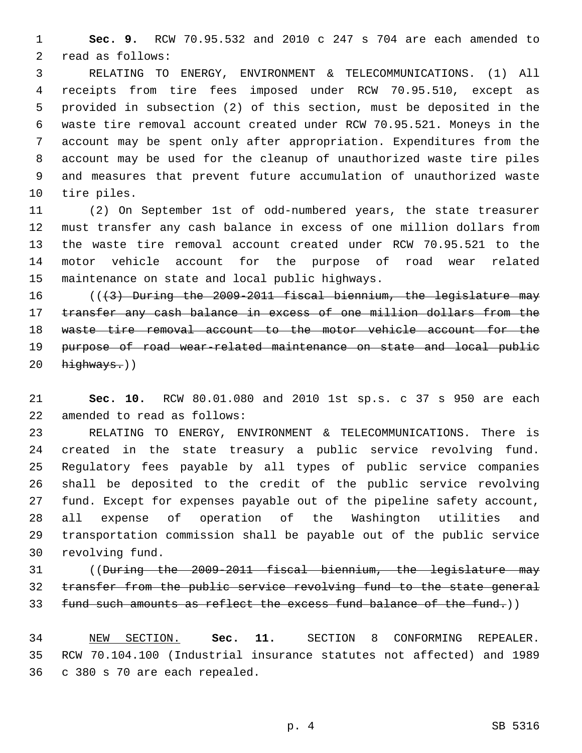**Sec. 9.** RCW 70.95.532 and 2010 c 247 s 704 are each amended to read as follows:

RELATING TO ENERGY, ENVIRONMENT & TELECOMMUNICATIONS. (1) All receipts from tire fees imposed under RCW 70.95.510, except as provided in subsection (2) of this section, must be deposited in the waste tire removal account created under RCW 70.95.521. Moneys in the account may be spent only after appropriation. Expenditures from the account may be used for the cleanup of unauthorized waste tire piles and measures that prevent future accumulation of unauthorized waste tire piles.

(2) On September 1st of odd-numbered years, the state treasurer must transfer any cash balance in excess of one million dollars from the waste tire removal account created under RCW 70.95.521 to the motor vehicle account for the purpose of road wear related maintenance on state and local public highways.

((~~(3) During the 2009-2011 fiscal biennium, the legislature may transfer any cash balance in excess of one million dollars from the waste tire removal account to the motor vehicle account for the purpose of road wear-related maintenance on state and local public highways.~~))

**Sec. 10.** RCW 80.01.080 and 2010 1st sp.s. c 37 s 950 are each amended to read as follows:

RELATING TO ENERGY, ENVIRONMENT & TELECOMMUNICATIONS. There is created in the state treasury a public service revolving fund. Regulatory fees payable by all types of public service companies shall be deposited to the credit of the public service revolving fund. Except for expenses payable out of the pipeline safety account, all expense of operation of the Washington utilities and transportation commission shall be payable out of the public service revolving fund.

((~~During the 2009-2011 fiscal biennium, the legislature may transfer from the public service revolving fund to the state general fund such amounts as reflect the excess fund balance of the fund.~~))

NEW SECTION. **Sec. 11.** SECTION 8 CONFORMING REPEALER. RCW 70.104.100 (Industrial insurance statutes not affected) and 1989 c 380 s 70 are each repealed.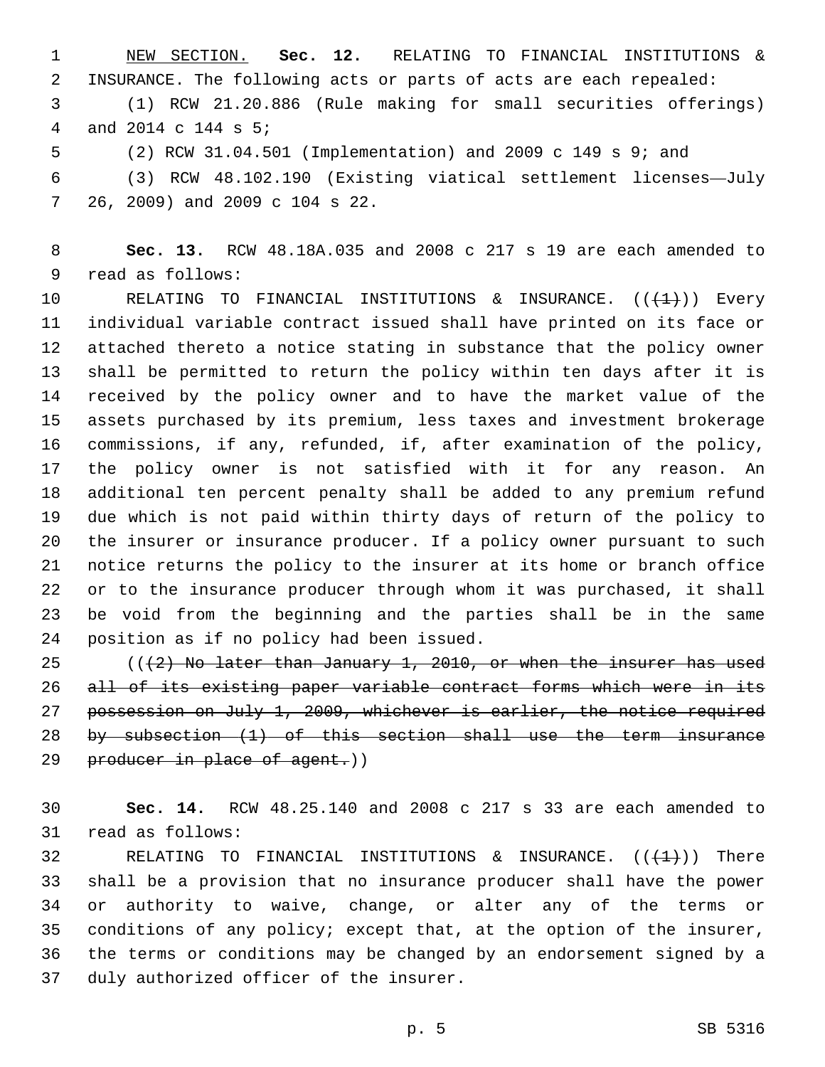NEW SECTION. **Sec. 12.** RELATING TO FINANCIAL INSTITUTIONS & INSURANCE. The following acts or parts of acts are each repealed:

(1) RCW 21.20.886 (Rule making for small securities offerings) and 2014 c 144 s 5;

(2) RCW 31.04.501 (Implementation) and 2009 c 149 s 9; and

(3) RCW 48.102.190 (Existing viatical settlement licenses—July 26, 2009) and 2009 c 104 s 22.

**Sec. 13.** RCW 48.18A.035 and 2008 c 217 s 19 are each amended to read as follows:

RELATING TO FINANCIAL INSTITUTIONS & INSURANCE. ((~~(1)~~)) Every individual variable contract issued shall have printed on its face or attached thereto a notice stating in substance that the policy owner shall be permitted to return the policy within ten days after it is received by the policy owner and to have the market value of the assets purchased by its premium, less taxes and investment brokerage commissions, if any, refunded, if, after examination of the policy, the policy owner is not satisfied with it for any reason. An additional ten percent penalty shall be added to any premium refund due which is not paid within thirty days of return of the policy to the insurer or insurance producer. If a policy owner pursuant to such notice returns the policy to the insurer at its home or branch office or to the insurance producer through whom it was purchased, it shall be void from the beginning and the parties shall be in the same position as if no policy had been issued.

((~~(2) No later than January 1, 2010, or when the insurer has used all of its existing paper variable contract forms which were in its possession on July 1, 2009, whichever is earlier, the notice required by subsection (1) of this section shall use the term insurance producer in place of agent.~~))

**Sec. 14.** RCW 48.25.140 and 2008 c 217 s 33 are each amended to read as follows:

RELATING TO FINANCIAL INSTITUTIONS & INSURANCE. ((~~(1)~~)) There shall be a provision that no insurance producer shall have the power or authority to waive, change, or alter any of the terms or conditions of any policy; except that, at the option of the insurer, the terms or conditions may be changed by an endorsement signed by a duly authorized officer of the insurer.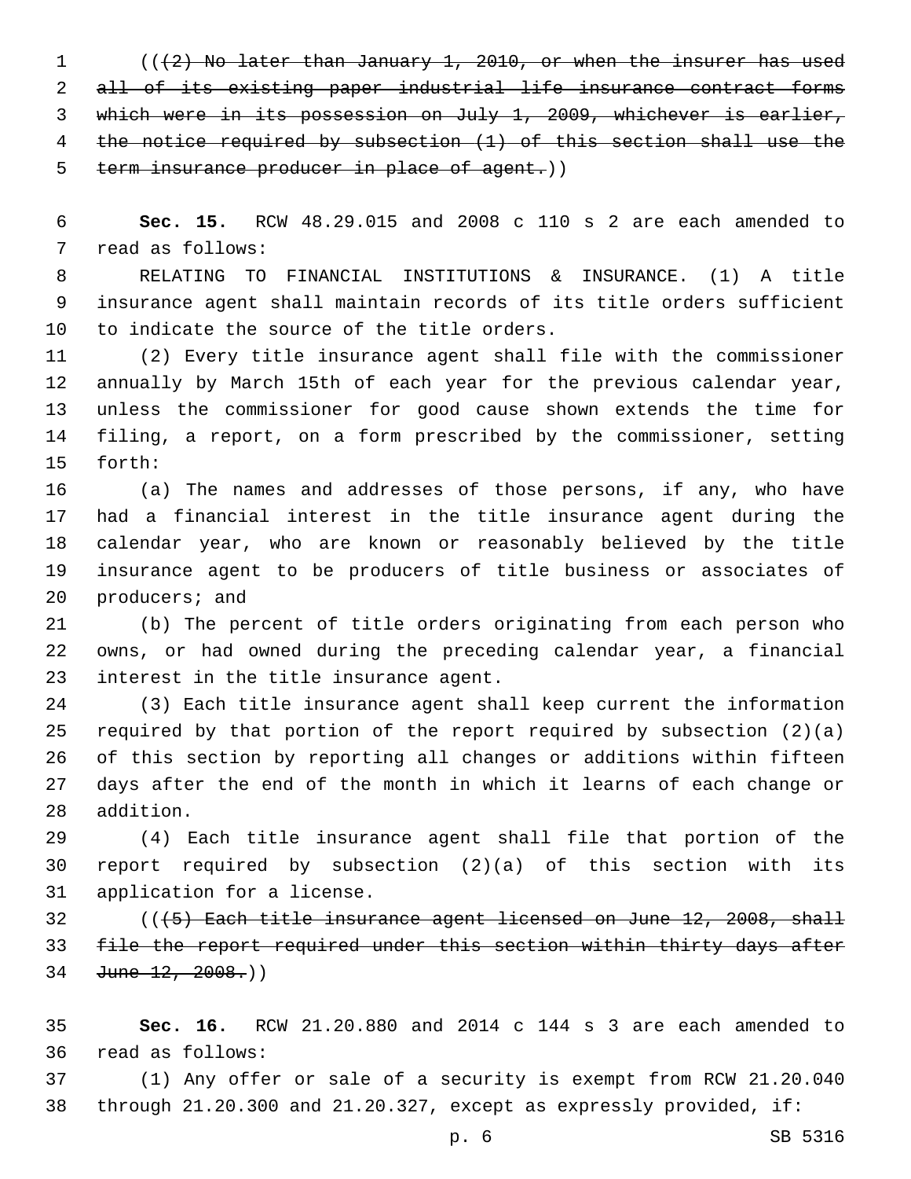((~~(2) No later than January 1, 2010, or when the insurer has used all of its existing paper industrial life insurance contract forms which were in its possession on July 1, 2009, whichever is earlier, the notice required by subsection (1) of this section shall use the term insurance producer in place of agent.~~))

**Sec. 15.** RCW 48.29.015 and 2008 c 110 s 2 are each amended to read as follows:

RELATING TO FINANCIAL INSTITUTIONS & INSURANCE. (1) A title insurance agent shall maintain records of its title orders sufficient to indicate the source of the title orders.

(2) Every title insurance agent shall file with the commissioner annually by March 15th of each year for the previous calendar year, unless the commissioner for good cause shown extends the time for filing, a report, on a form prescribed by the commissioner, setting forth:

(a) The names and addresses of those persons, if any, who have had a financial interest in the title insurance agent during the calendar year, who are known or reasonably believed by the title insurance agent to be producers of title business or associates of producers; and

(b) The percent of title orders originating from each person who owns, or had owned during the preceding calendar year, a financial interest in the title insurance agent.

(3) Each title insurance agent shall keep current the information required by that portion of the report required by subsection (2)(a) of this section by reporting all changes or additions within fifteen days after the end of the month in which it learns of each change or addition.

(4) Each title insurance agent shall file that portion of the report required by subsection (2)(a) of this section with its application for a license.

((~~(5) Each title insurance agent licensed on June 12, 2008, shall file the report required under this section within thirty days after June 12, 2008.~~))

**Sec. 16.** RCW 21.20.880 and 2014 c 144 s 3 are each amended to read as follows:

(1) Any offer or sale of a security is exempt from RCW 21.20.040 through 21.20.300 and 21.20.327, except as expressly provided, if: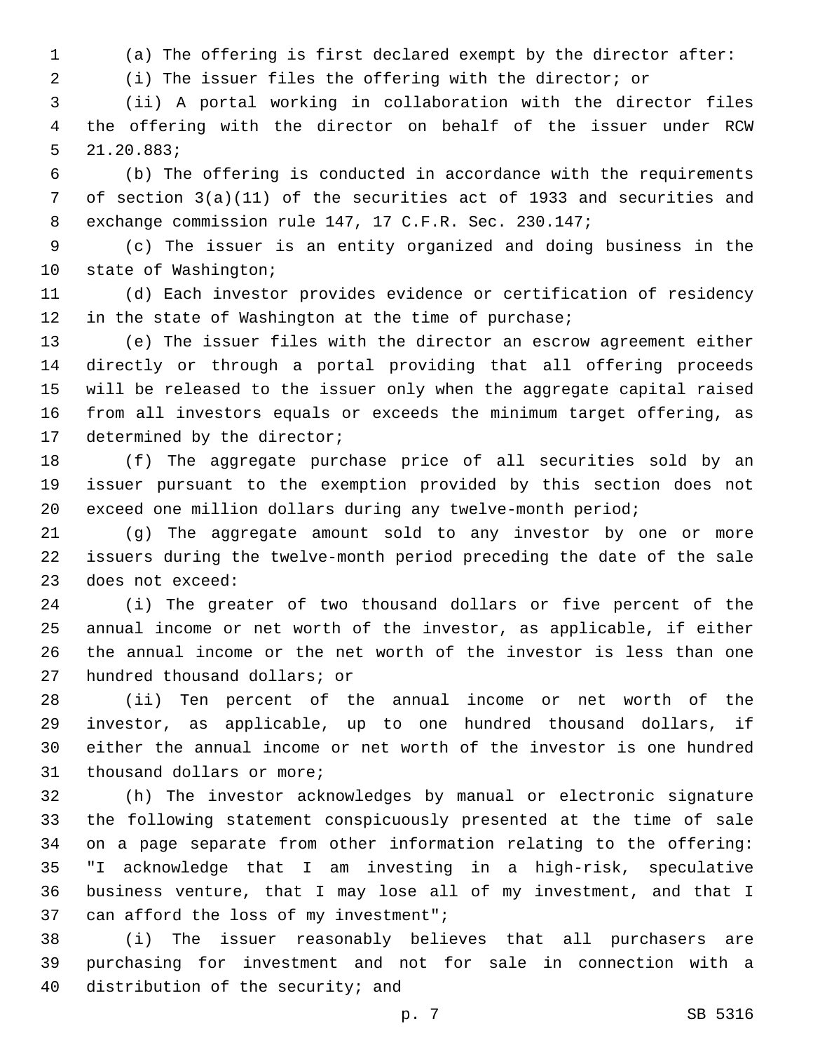(a) The offering is first declared exempt by the director after:

(i) The issuer files the offering with the director; or

(ii) A portal working in collaboration with the director files the offering with the director on behalf of the issuer under RCW 21.20.883;

(b) The offering is conducted in accordance with the requirements of section 3(a)(11) of the securities act of 1933 and securities and exchange commission rule 147, 17 C.F.R. Sec. 230.147;

(c) The issuer is an entity organized and doing business in the state of Washington;

(d) Each investor provides evidence or certification of residency in the state of Washington at the time of purchase;

(e) The issuer files with the director an escrow agreement either directly or through a portal providing that all offering proceeds will be released to the issuer only when the aggregate capital raised from all investors equals or exceeds the minimum target offering, as determined by the director;

(f) The aggregate purchase price of all securities sold by an issuer pursuant to the exemption provided by this section does not exceed one million dollars during any twelve-month period;

(g) The aggregate amount sold to any investor by one or more issuers during the twelve-month period preceding the date of the sale does not exceed:

(i) The greater of two thousand dollars or five percent of the annual income or net worth of the investor, as applicable, if either the annual income or the net worth of the investor is less than one hundred thousand dollars; or

(ii) Ten percent of the annual income or net worth of the investor, as applicable, up to one hundred thousand dollars, if either the annual income or net worth of the investor is one hundred thousand dollars or more;

(h) The investor acknowledges by manual or electronic signature the following statement conspicuously presented at the time of sale on a page separate from other information relating to the offering: "I acknowledge that I am investing in a high-risk, speculative business venture, that I may lose all of my investment, and that I can afford the loss of my investment";

(i) The issuer reasonably believes that all purchasers are purchasing for investment and not for sale in connection with a distribution of the security; and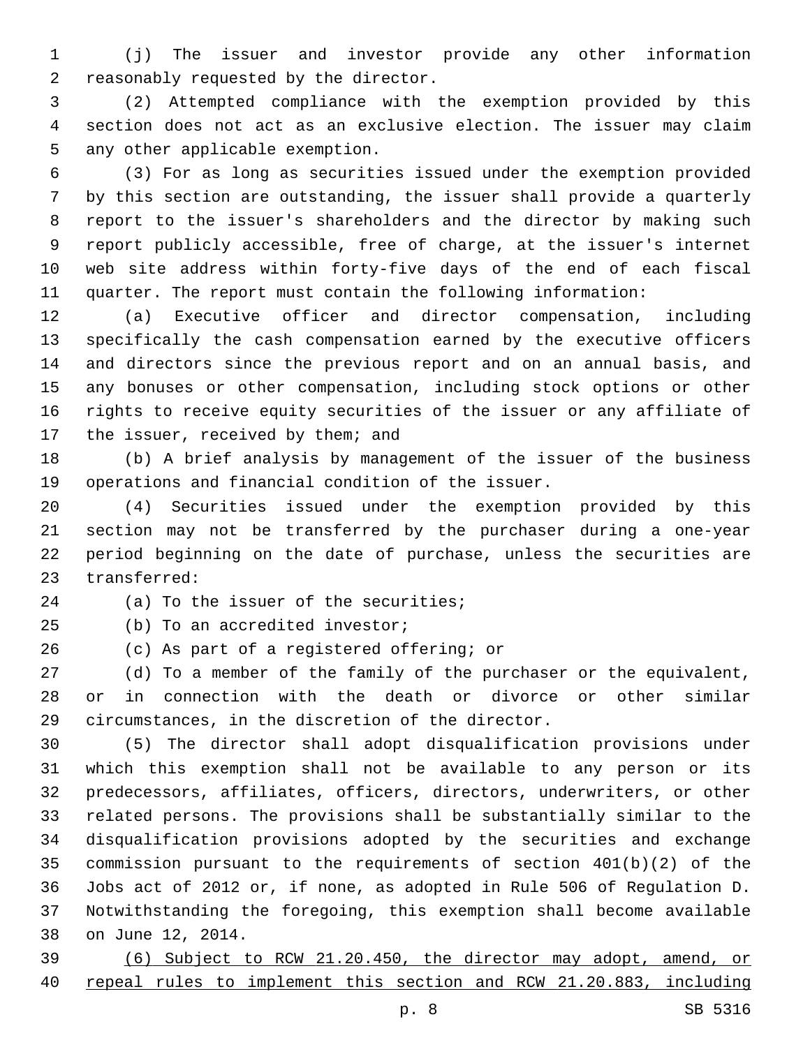(j) The issuer and investor provide any other information reasonably requested by the director.

(2) Attempted compliance with the exemption provided by this section does not act as an exclusive election. The issuer may claim any other applicable exemption.

(3) For as long as securities issued under the exemption provided by this section are outstanding, the issuer shall provide a quarterly report to the issuer's shareholders and the director by making such report publicly accessible, free of charge, at the issuer's internet web site address within forty-five days of the end of each fiscal quarter. The report must contain the following information:

(a) Executive officer and director compensation, including specifically the cash compensation earned by the executive officers and directors since the previous report and on an annual basis, and any bonuses or other compensation, including stock options or other rights to receive equity securities of the issuer or any affiliate of the issuer, received by them; and

(b) A brief analysis by management of the issuer of the business operations and financial condition of the issuer.

(4) Securities issued under the exemption provided by this section may not be transferred by the purchaser during a one-year period beginning on the date of purchase, unless the securities are transferred:

(a) To the issuer of the securities;

(b) To an accredited investor;

(c) As part of a registered offering; or

(d) To a member of the family of the purchaser or the equivalent, or in connection with the death or divorce or other similar circumstances, in the discretion of the director.

(5) The director shall adopt disqualification provisions under which this exemption shall not be available to any person or its predecessors, affiliates, officers, directors, underwriters, or other related persons. The provisions shall be substantially similar to the disqualification provisions adopted by the securities and exchange commission pursuant to the requirements of section 401(b)(2) of the Jobs act of 2012 or, if none, as adopted in Rule 506 of Regulation D. Notwithstanding the foregoing, this exemption shall become available on June 12, 2014.

<u>(6) Subject to RCW 21.20.450, the director may adopt, amend, or repeal rules to implement this section and RCW 21.20.883, including</u>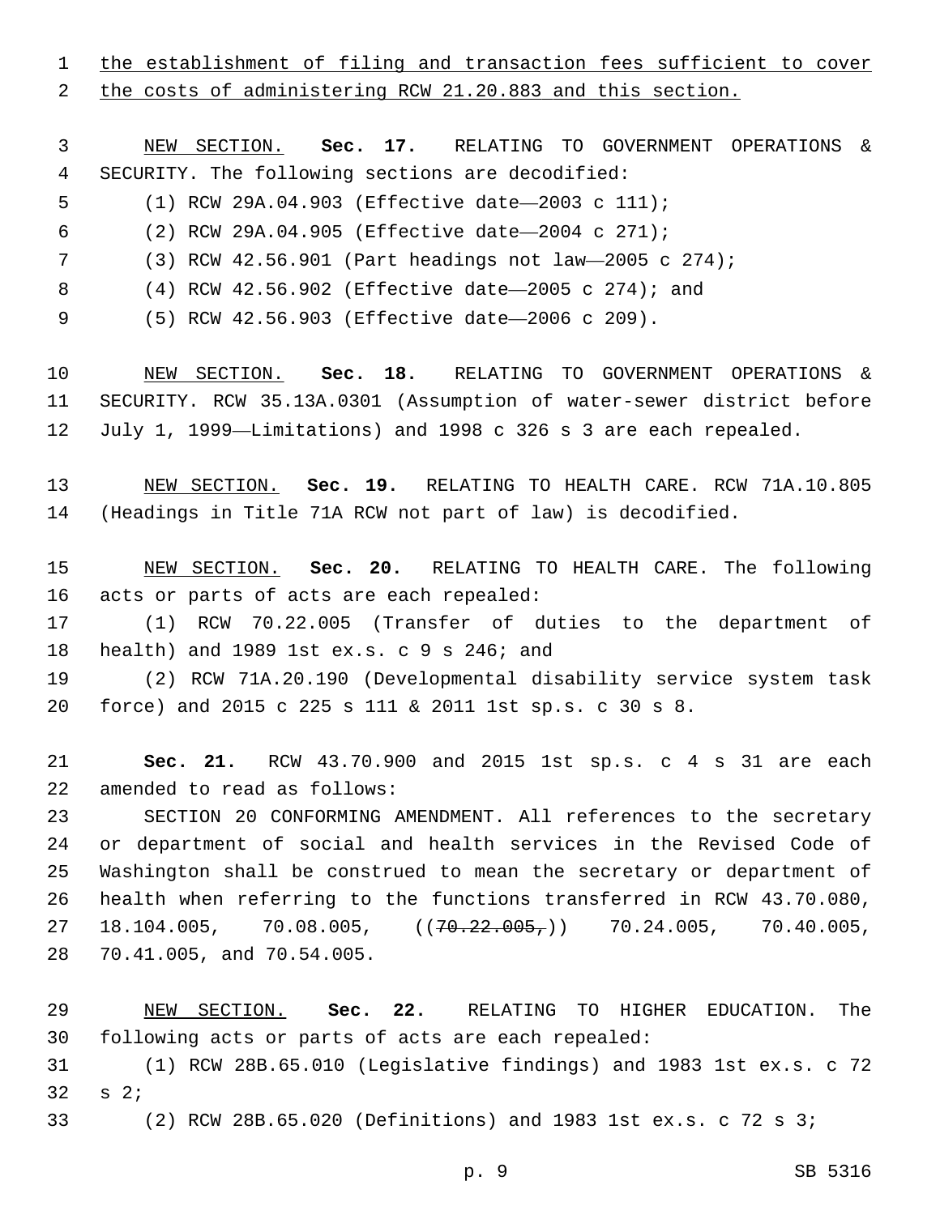the establishment of filing and transaction fees sufficient to cover the costs of administering RCW 21.20.883 and this section.

NEW SECTION. **Sec. 17.** RELATING TO GOVERNMENT OPERATIONS & SECURITY. The following sections are decodified:

(1) RCW 29A.04.903 (Effective date—2003 c 111);

(2) RCW 29A.04.905 (Effective date—2004 c 271);

(3) RCW 42.56.901 (Part headings not law—2005 c 274);

(4) RCW 42.56.902 (Effective date—2005 c 274); and

(5) RCW 42.56.903 (Effective date—2006 c 209).

NEW SECTION. **Sec. 18.** RELATING TO GOVERNMENT OPERATIONS & SECURITY. RCW 35.13A.0301 (Assumption of water-sewer district before July 1, 1999—Limitations) and 1998 c 326 s 3 are each repealed.

NEW SECTION. **Sec. 19.** RELATING TO HEALTH CARE. RCW 71A.10.805 (Headings in Title 71A RCW not part of law) is decodified.

NEW SECTION. **Sec. 20.** RELATING TO HEALTH CARE. The following acts or parts of acts are each repealed:

(1) RCW 70.22.005 (Transfer of duties to the department of health) and 1989 1st ex.s. c 9 s 246; and

(2) RCW 71A.20.190 (Developmental disability service system task force) and 2015 c 225 s 111 & 2011 1st sp.s. c 30 s 8.

**Sec. 21.** RCW 43.70.900 and 2015 1st sp.s. c 4 s 31 are each amended to read as follows:

SECTION 20 CONFORMING AMENDMENT. All references to the secretary or department of social and health services in the Revised Code of Washington shall be construed to mean the secretary or department of health when referring to the functions transferred in RCW 43.70.080, 18.104.005, 70.08.005, ((~~70.22.005,~~)) 70.24.005, 70.40.005, 70.41.005, and 70.54.005.

NEW SECTION. **Sec. 22.** RELATING TO HIGHER EDUCATION. The following acts or parts of acts are each repealed:

(1) RCW 28B.65.010 (Legislative findings) and 1983 1st ex.s. c 72 s 2;

(2) RCW 28B.65.020 (Definitions) and 1983 1st ex.s. c 72 s 3;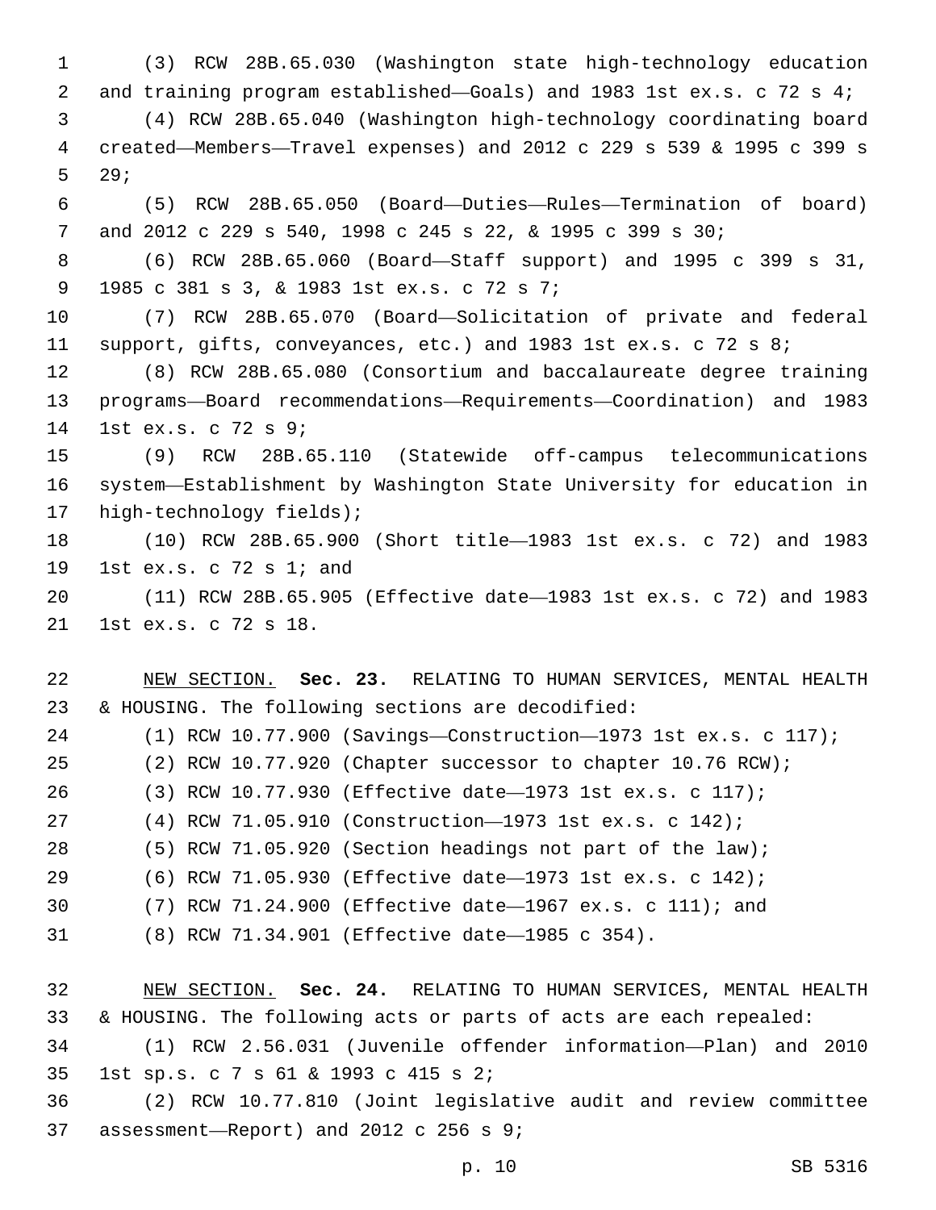(3) RCW 28B.65.030 (Washington state high-technology education and training program established—Goals) and 1983 1st ex.s. c 72 s 4;

(4) RCW 28B.65.040 (Washington high-technology coordinating board created—Members—Travel expenses) and 2012 c 229 s 539 & 1995 c 399 s 29;

(5) RCW 28B.65.050 (Board—Duties—Rules—Termination of board) and 2012 c 229 s 540, 1998 c 245 s 22, & 1995 c 399 s 30;

(6) RCW 28B.65.060 (Board—Staff support) and 1995 c 399 s 31, 1985 c 381 s 3, & 1983 1st ex.s. c 72 s 7;

(7) RCW 28B.65.070 (Board—Solicitation of private and federal support, gifts, conveyances, etc.) and 1983 1st ex.s. c 72 s 8;

(8) RCW 28B.65.080 (Consortium and baccalaureate degree training programs—Board recommendations—Requirements—Coordination) and 1983 1st ex.s. c 72 s 9;

(9) RCW 28B.65.110 (Statewide off-campus telecommunications system—Establishment by Washington State University for education in high-technology fields);

(10) RCW 28B.65.900 (Short title—1983 1st ex.s. c 72) and 1983 1st ex.s. c 72 s 1; and

(11) RCW 28B.65.905 (Effective date—1983 1st ex.s. c 72) and 1983 1st ex.s. c 72 s 18.

NEW SECTION. **Sec. 23.** RELATING TO HUMAN SERVICES, MENTAL HEALTH & HOUSING. The following sections are decodified:

(1) RCW 10.77.900 (Savings—Construction—1973 1st ex.s. c 117);

(2) RCW 10.77.920 (Chapter successor to chapter 10.76 RCW);

(3) RCW 10.77.930 (Effective date—1973 1st ex.s. c 117);

(4) RCW 71.05.910 (Construction—1973 1st ex.s. c 142);

(5) RCW 71.05.920 (Section headings not part of the law);

(6) RCW 71.05.930 (Effective date—1973 1st ex.s. c 142);

(7) RCW 71.24.900 (Effective date—1967 ex.s. c 111); and

(8) RCW 71.34.901 (Effective date—1985 c 354).

NEW SECTION. **Sec. 24.** RELATING TO HUMAN SERVICES, MENTAL HEALTH & HOUSING. The following acts or parts of acts are each repealed:

(1) RCW 2.56.031 (Juvenile offender information—Plan) and 2010 1st sp.s. c 7 s 61 & 1993 c 415 s 2;

(2) RCW 10.77.810 (Joint legislative audit and review committee assessment—Report) and 2012 c 256 s 9;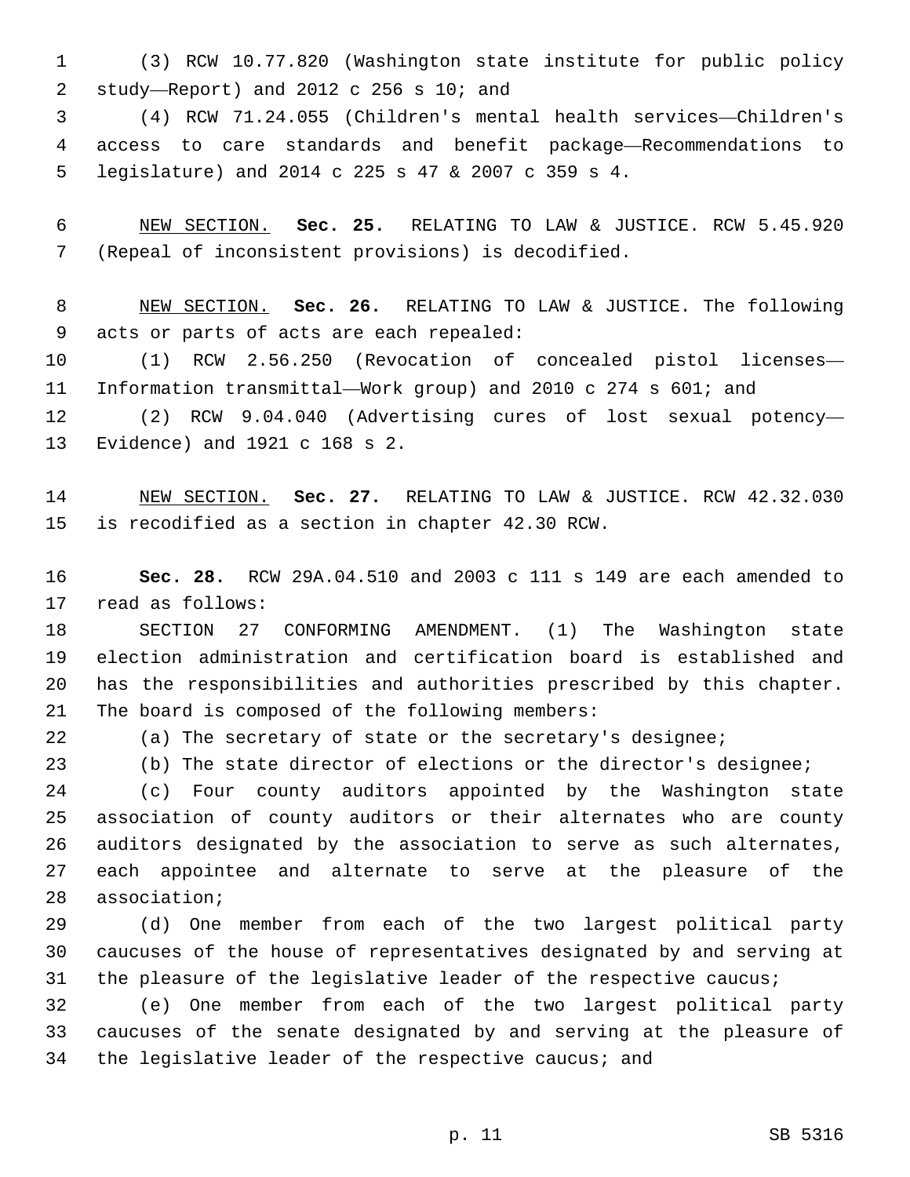(3) RCW 10.77.820 (Washington state institute for public policy study—Report) and 2012 c 256 s 10; and

(4) RCW 71.24.055 (Children's mental health services—Children's access to care standards and benefit package—Recommendations to legislature) and 2014 c 225 s 47 & 2007 c 359 s 4.

NEW SECTION. **Sec. 25.** RELATING TO LAW & JUSTICE. RCW 5.45.920 (Repeal of inconsistent provisions) is decodified.

NEW SECTION. **Sec. 26.** RELATING TO LAW & JUSTICE. The following acts or parts of acts are each repealed:

(1) RCW 2.56.250 (Revocation of concealed pistol licenses—Information transmittal—Work group) and 2010 c 274 s 601; and

(2) RCW 9.04.040 (Advertising cures of lost sexual potency—Evidence) and 1921 c 168 s 2.

NEW SECTION. **Sec. 27.** RELATING TO LAW & JUSTICE. RCW 42.32.030 is recodified as a section in chapter 42.30 RCW.

**Sec. 28.** RCW 29A.04.510 and 2003 c 111 s 149 are each amended to read as follows:

SECTION 27 CONFORMING AMENDMENT. (1) The Washington state election administration and certification board is established and has the responsibilities and authorities prescribed by this chapter. The board is composed of the following members:

(a) The secretary of state or the secretary's designee;

(b) The state director of elections or the director's designee;

(c) Four county auditors appointed by the Washington state association of county auditors or their alternates who are county auditors designated by the association to serve as such alternates, each appointee and alternate to serve at the pleasure of the association;

(d) One member from each of the two largest political party caucuses of the house of representatives designated by and serving at the pleasure of the legislative leader of the respective caucus;

(e) One member from each of the two largest political party caucuses of the senate designated by and serving at the pleasure of the legislative leader of the respective caucus; and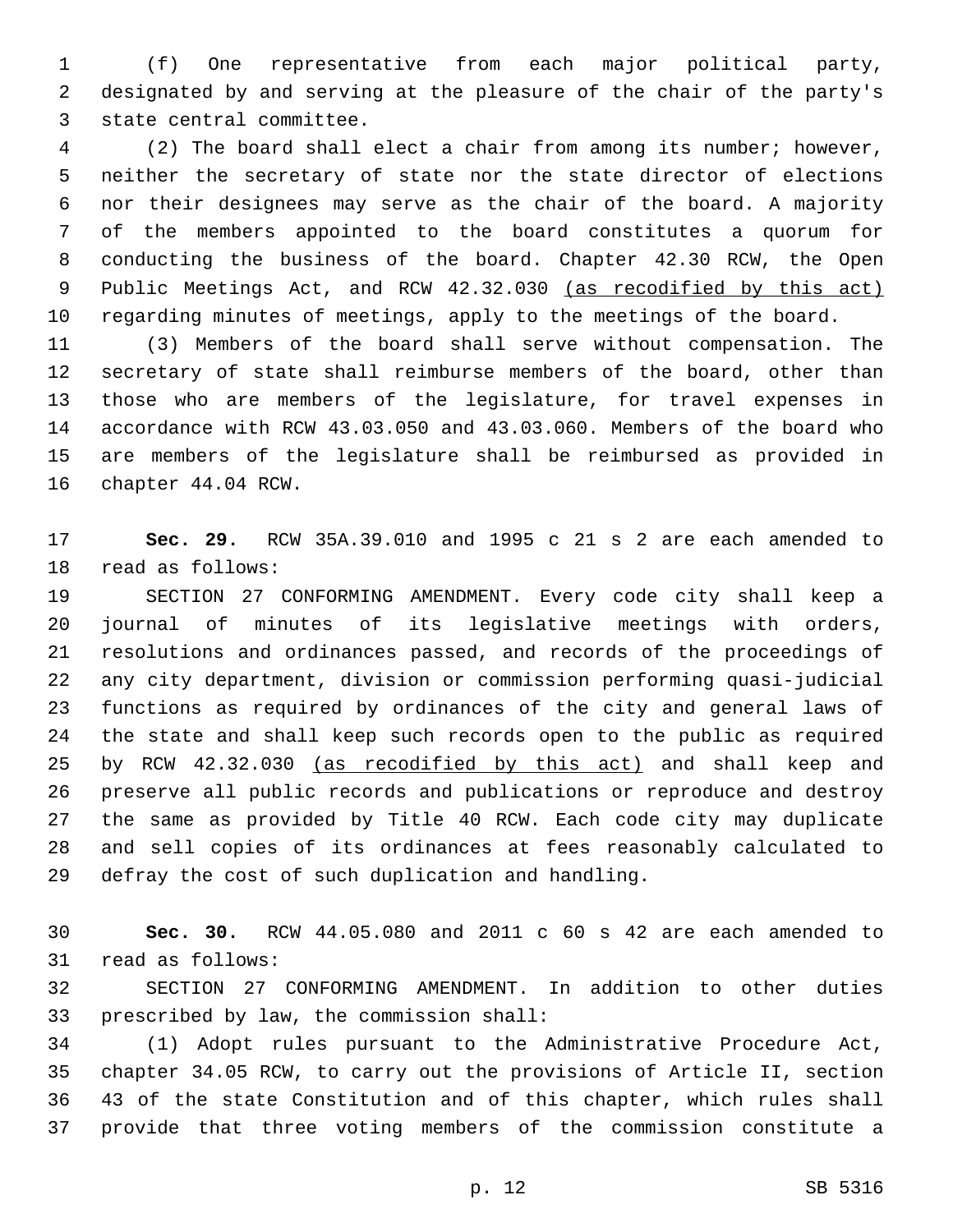(f) One representative from each major political party, designated by and serving at the pleasure of the chair of the party's state central committee.

(2) The board shall elect a chair from among its number; however, neither the secretary of state nor the state director of elections nor their designees may serve as the chair of the board. A majority of the members appointed to the board constitutes a quorum for conducting the business of the board. Chapter 42.30 RCW, the Open Public Meetings Act, and RCW 42.32.030 <u>(as recodified by this act)</u> regarding minutes of meetings, apply to the meetings of the board.

(3) Members of the board shall serve without compensation. The secretary of state shall reimburse members of the board, other than those who are members of the legislature, for travel expenses in accordance with RCW 43.03.050 and 43.03.060. Members of the board who are members of the legislature shall be reimbursed as provided in chapter 44.04 RCW.

**Sec. 29.** RCW 35A.39.010 and 1995 c 21 s 2 are each amended to read as follows:

SECTION 27 CONFORMING AMENDMENT. Every code city shall keep a journal of minutes of its legislative meetings with orders, resolutions and ordinances passed, and records of the proceedings of any city department, division or commission performing quasi-judicial functions as required by ordinances of the city and general laws of the state and shall keep such records open to the public as required by RCW 42.32.030 <u>(as recodified by this act)</u> and shall keep and preserve all public records and publications or reproduce and destroy the same as provided by Title 40 RCW. Each code city may duplicate and sell copies of its ordinances at fees reasonably calculated to defray the cost of such duplication and handling.

**Sec. 30.** RCW 44.05.080 and 2011 c 60 s 42 are each amended to read as follows:

SECTION 27 CONFORMING AMENDMENT. In addition to other duties prescribed by law, the commission shall:

(1) Adopt rules pursuant to the Administrative Procedure Act, chapter 34.05 RCW, to carry out the provisions of Article II, section 43 of the state Constitution and of this chapter, which rules shall provide that three voting members of the commission constitute a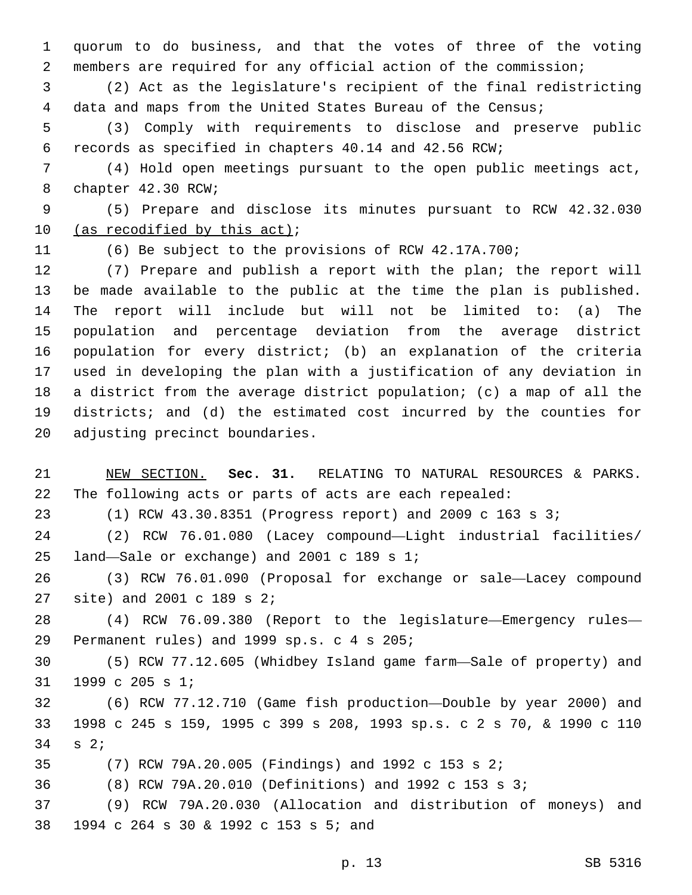quorum to do business, and that the votes of three of the voting members are required for any official action of the commission;

(2) Act as the legislature's recipient of the final redistricting data and maps from the United States Bureau of the Census;

(3) Comply with requirements to disclose and preserve public records as specified in chapters 40.14 and 42.56 RCW;

(4) Hold open meetings pursuant to the open public meetings act, chapter 42.30 RCW;

(5) Prepare and disclose its minutes pursuant to RCW 42.32.030 (as recodified by this act);

(6) Be subject to the provisions of RCW 42.17A.700;

(7) Prepare and publish a report with the plan; the report will be made available to the public at the time the plan is published. The report will include but will not be limited to: (a) The population and percentage deviation from the average district population for every district; (b) an explanation of the criteria used in developing the plan with a justification of any deviation in a district from the average district population; (c) a map of all the districts; and (d) the estimated cost incurred by the counties for adjusting precinct boundaries.

NEW SECTION. **Sec. 31.** RELATING TO NATURAL RESOURCES & PARKS. The following acts or parts of acts are each repealed:

(1) RCW 43.30.8351 (Progress report) and 2009 c 163 s 3;

(2) RCW 76.01.080 (Lacey compound—Light industrial facilities/land—Sale or exchange) and 2001 c 189 s 1;

(3) RCW 76.01.090 (Proposal for exchange or sale—Lacey compound site) and 2001 c 189 s 2;

(4) RCW 76.09.380 (Report to the legislature—Emergency rules—Permanent rules) and 1999 sp.s. c 4 s 205;

(5) RCW 77.12.605 (Whidbey Island game farm—Sale of property) and 1999 c 205 s 1;

(6) RCW 77.12.710 (Game fish production—Double by year 2000) and 1998 c 245 s 159, 1995 c 399 s 208, 1993 sp.s. c 2 s 70, & 1990 c 110 s 2;

(7) RCW 79A.20.005 (Findings) and 1992 c 153 s 2;

(8) RCW 79A.20.010 (Definitions) and 1992 c 153 s 3;

(9) RCW 79A.20.030 (Allocation and distribution of moneys) and 1994 c 264 s 30 & 1992 c 153 s 5; and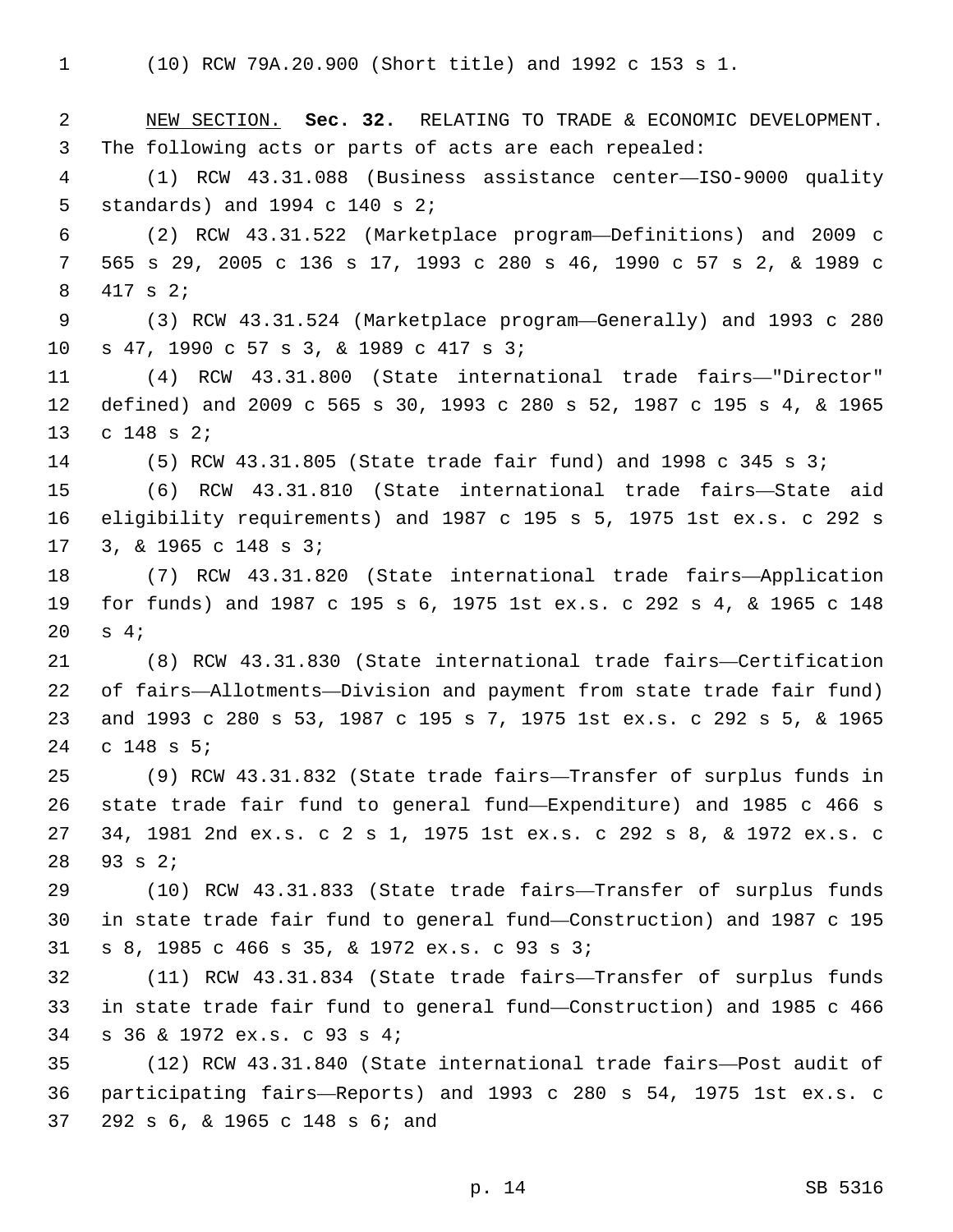(10) RCW 79A.20.900 (Short title) and 1992 c 153 s 1.

NEW SECTION. **Sec. 32.** RELATING TO TRADE & ECONOMIC DEVELOPMENT. The following acts or parts of acts are each repealed:

(1) RCW 43.31.088 (Business assistance center—ISO-9000 quality standards) and 1994 c 140 s 2;

(2) RCW 43.31.522 (Marketplace program—Definitions) and 2009 c 565 s 29, 2005 c 136 s 17, 1993 c 280 s 46, 1990 c 57 s 2, & 1989 c 417 s 2;

(3) RCW 43.31.524 (Marketplace program—Generally) and 1993 c 280 s 47, 1990 c 57 s 3, & 1989 c 417 s 3;

(4) RCW 43.31.800 (State international trade fairs—"Director" defined) and 2009 c 565 s 30, 1993 c 280 s 52, 1987 c 195 s 4, & 1965 c 148 s 2;

(5) RCW 43.31.805 (State trade fair fund) and 1998 c 345 s 3;

(6) RCW 43.31.810 (State international trade fairs—State aid eligibility requirements) and 1987 c 195 s 5, 1975 1st ex.s. c 292 s 3, & 1965 c 148 s 3;

(7) RCW 43.31.820 (State international trade fairs—Application for funds) and 1987 c 195 s 6, 1975 1st ex.s. c 292 s 4, & 1965 c 148 s 4;

(8) RCW 43.31.830 (State international trade fairs—Certification of fairs—Allotments—Division and payment from state trade fair fund) and 1993 c 280 s 53, 1987 c 195 s 7, 1975 1st ex.s. c 292 s 5, & 1965 c 148 s 5;

(9) RCW 43.31.832 (State trade fairs—Transfer of surplus funds in state trade fair fund to general fund—Expenditure) and 1985 c 466 s 34, 1981 2nd ex.s. c 2 s 1, 1975 1st ex.s. c 292 s 8, & 1972 ex.s. c 93 s 2;

(10) RCW 43.31.833 (State trade fairs—Transfer of surplus funds in state trade fair fund to general fund—Construction) and 1987 c 195 s 8, 1985 c 466 s 35, & 1972 ex.s. c 93 s 3;

(11) RCW 43.31.834 (State trade fairs—Transfer of surplus funds in state trade fair fund to general fund—Construction) and 1985 c 466 s 36 & 1972 ex.s. c 93 s 4;

(12) RCW 43.31.840 (State international trade fairs—Post audit of participating fairs—Reports) and 1993 c 280 s 54, 1975 1st ex.s. c 292 s 6, & 1965 c 148 s 6; and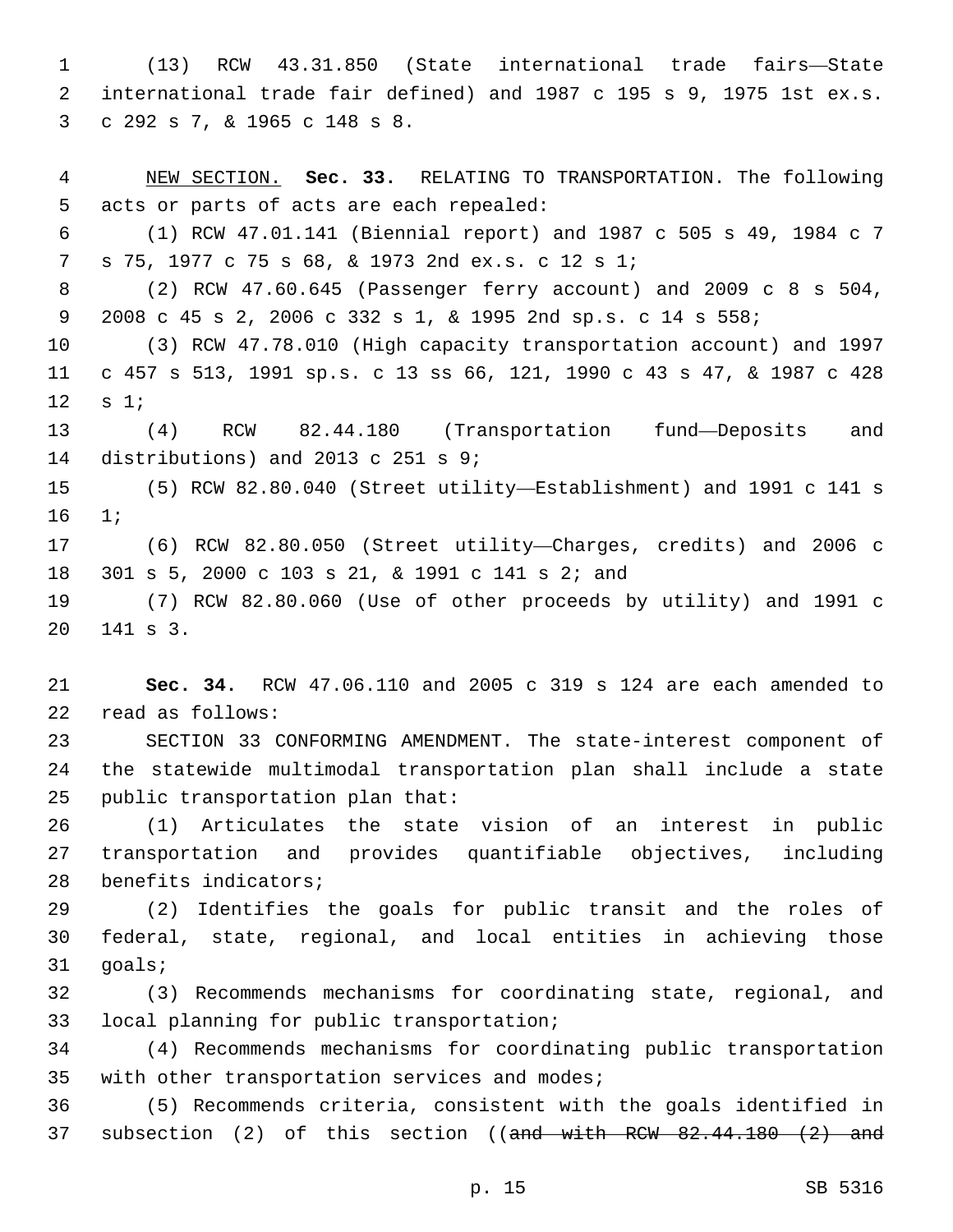(13) RCW 43.31.850 (State international trade fairs—State international trade fair defined) and 1987 c 195 s 9, 1975 1st ex.s. c 292 s 7, & 1965 c 148 s 8.

NEW SECTION. **Sec. 33.** RELATING TO TRANSPORTATION. The following acts or parts of acts are each repealed:

(1) RCW 47.01.141 (Biennial report) and 1987 c 505 s 49, 1984 c 7 s 75, 1977 c 75 s 68, & 1973 2nd ex.s. c 12 s 1;

(2) RCW 47.60.645 (Passenger ferry account) and 2009 c 8 s 504, 2008 c 45 s 2, 2006 c 332 s 1, & 1995 2nd sp.s. c 14 s 558;

(3) RCW 47.78.010 (High capacity transportation account) and 1997 c 457 s 513, 1991 sp.s. c 13 ss 66, 121, 1990 c 43 s 47, & 1987 c 428 s 1;

(4) RCW 82.44.180 (Transportation fund—Deposits and distributions) and 2013 c 251 s 9;

(5) RCW 82.80.040 (Street utility—Establishment) and 1991 c 141 s 1;

(6) RCW 82.80.050 (Street utility—Charges, credits) and 2006 c 301 s 5, 2000 c 103 s 21, & 1991 c 141 s 2; and

(7) RCW 82.80.060 (Use of other proceeds by utility) and 1991 c 141 s 3.

**Sec. 34.** RCW 47.06.110 and 2005 c 319 s 124 are each amended to read as follows:

SECTION 33 CONFORMING AMENDMENT. The state-interest component of the statewide multimodal transportation plan shall include a state public transportation plan that:

(1) Articulates the state vision of an interest in public transportation and provides quantifiable objectives, including benefits indicators;

(2) Identifies the goals for public transit and the roles of federal, state, regional, and local entities in achieving those goals;

(3) Recommends mechanisms for coordinating state, regional, and local planning for public transportation;

(4) Recommends mechanisms for coordinating public transportation with other transportation services and modes;

(5) Recommends criteria, consistent with the goals identified in subsection (2) of this section ((~~and with RCW 82.44.180 (2) and~~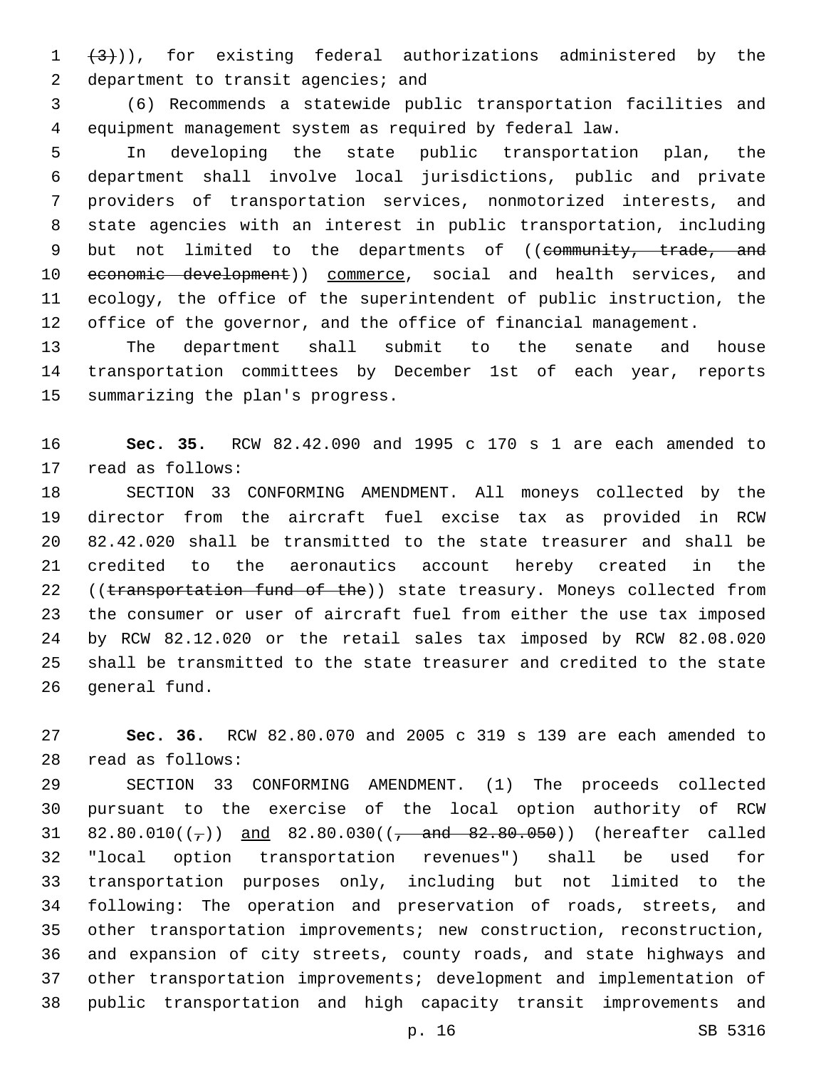~~(3)~~)), for existing federal authorizations administered by the department to transit agencies; and

(6) Recommends a statewide public transportation facilities and equipment management system as required by federal law.

In developing the state public transportation plan, the department shall involve local jurisdictions, public and private providers of transportation services, nonmotorized interests, and state agencies with an interest in public transportation, including but not limited to the departments of ((~~community, trade, and economic development~~)) commerce, social and health services, and ecology, the office of the superintendent of public instruction, the office of the governor, and the office of financial management.

The department shall submit to the senate and house transportation committees by December 1st of each year, reports summarizing the plan's progress.

**Sec. 35.** RCW 82.42.090 and 1995 c 170 s 1 are each amended to read as follows:

SECTION 33 CONFORMING AMENDMENT. All moneys collected by the director from the aircraft fuel excise tax as provided in RCW 82.42.020 shall be transmitted to the state treasurer and shall be credited to the aeronautics account hereby created in the ((~~transportation fund of the~~)) state treasury. Moneys collected from the consumer or user of aircraft fuel from either the use tax imposed by RCW 82.12.020 or the retail sales tax imposed by RCW 82.08.020 shall be transmitted to the state treasurer and credited to the state general fund.

**Sec. 36.** RCW 82.80.070 and 2005 c 319 s 139 are each amended to read as follows:

SECTION 33 CONFORMING AMENDMENT. (1) The proceeds collected pursuant to the exercise of the local option authority of RCW 82.80.010((~~,~~)) and 82.80.030((~~, and 82.80.050~~)) (hereafter called "local option transportation revenues") shall be used for transportation purposes only, including but not limited to the following: The operation and preservation of roads, streets, and other transportation improvements; new construction, reconstruction, and expansion of city streets, county roads, and state highways and other transportation improvements; development and implementation of public transportation and high capacity transit improvements and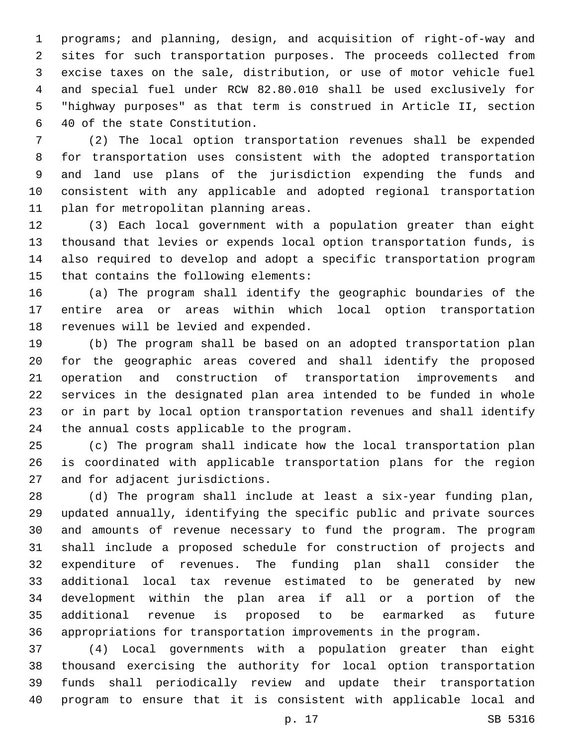programs; and planning, design, and acquisition of right-of-way and sites for such transportation purposes. The proceeds collected from excise taxes on the sale, distribution, or use of motor vehicle fuel and special fuel under RCW 82.80.010 shall be used exclusively for "highway purposes" as that term is construed in Article II, section 40 of the state Constitution.

(2) The local option transportation revenues shall be expended for transportation uses consistent with the adopted transportation and land use plans of the jurisdiction expending the funds and consistent with any applicable and adopted regional transportation plan for metropolitan planning areas.

(3) Each local government with a population greater than eight thousand that levies or expends local option transportation funds, is also required to develop and adopt a specific transportation program that contains the following elements:

(a) The program shall identify the geographic boundaries of the entire area or areas within which local option transportation revenues will be levied and expended.

(b) The program shall be based on an adopted transportation plan for the geographic areas covered and shall identify the proposed operation and construction of transportation improvements and services in the designated plan area intended to be funded in whole or in part by local option transportation revenues and shall identify the annual costs applicable to the program.

(c) The program shall indicate how the local transportation plan is coordinated with applicable transportation plans for the region and for adjacent jurisdictions.

(d) The program shall include at least a six-year funding plan, updated annually, identifying the specific public and private sources and amounts of revenue necessary to fund the program. The program shall include a proposed schedule for construction of projects and expenditure of revenues. The funding plan shall consider the additional local tax revenue estimated to be generated by new development within the plan area if all or a portion of the additional revenue is proposed to be earmarked as future appropriations for transportation improvements in the program.

(4) Local governments with a population greater than eight thousand exercising the authority for local option transportation funds shall periodically review and update their transportation program to ensure that it is consistent with applicable local and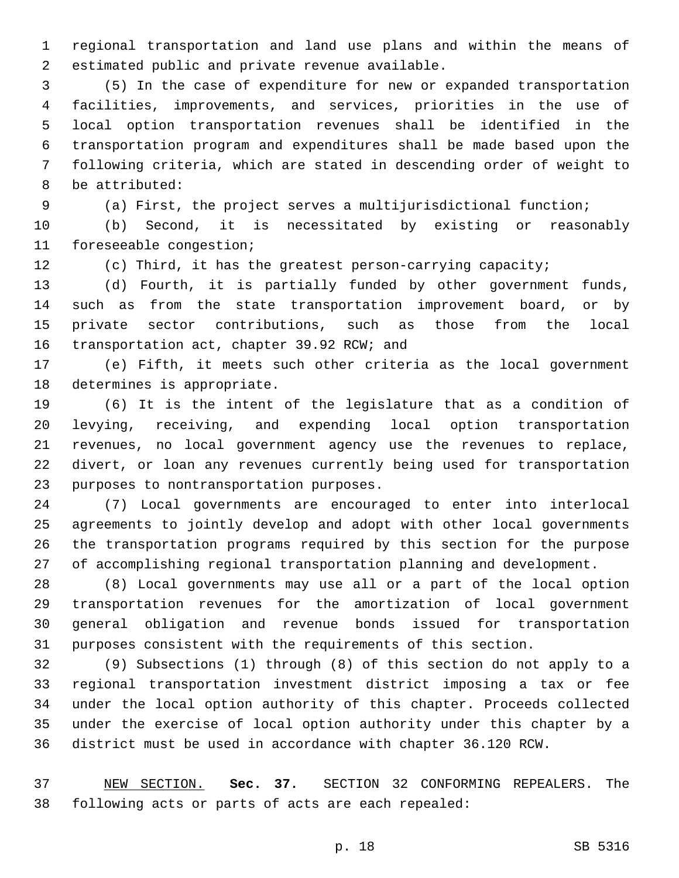regional transportation and land use plans and within the means of estimated public and private revenue available.

(5) In the case of expenditure for new or expanded transportation facilities, improvements, and services, priorities in the use of local option transportation revenues shall be identified in the transportation program and expenditures shall be made based upon the following criteria, which are stated in descending order of weight to be attributed:

(a) First, the project serves a multijurisdictional function;

(b) Second, it is necessitated by existing or reasonably foreseeable congestion;

(c) Third, it has the greatest person-carrying capacity;

(d) Fourth, it is partially funded by other government funds, such as from the state transportation improvement board, or by private sector contributions, such as those from the local transportation act, chapter 39.92 RCW; and

(e) Fifth, it meets such other criteria as the local government determines is appropriate.

(6) It is the intent of the legislature that as a condition of levying, receiving, and expending local option transportation revenues, no local government agency use the revenues to replace, divert, or loan any revenues currently being used for transportation purposes to nontransportation purposes.

(7) Local governments are encouraged to enter into interlocal agreements to jointly develop and adopt with other local governments the transportation programs required by this section for the purpose of accomplishing regional transportation planning and development.

(8) Local governments may use all or a part of the local option transportation revenues for the amortization of local government general obligation and revenue bonds issued for transportation purposes consistent with the requirements of this section.

(9) Subsections (1) through (8) of this section do not apply to a regional transportation investment district imposing a tax or fee under the local option authority of this chapter. Proceeds collected under the exercise of local option authority under this chapter by a district must be used in accordance with chapter 36.120 RCW.

NEW SECTION. **Sec. 37.** SECTION 32 CONFORMING REPEALERS. The following acts or parts of acts are each repealed: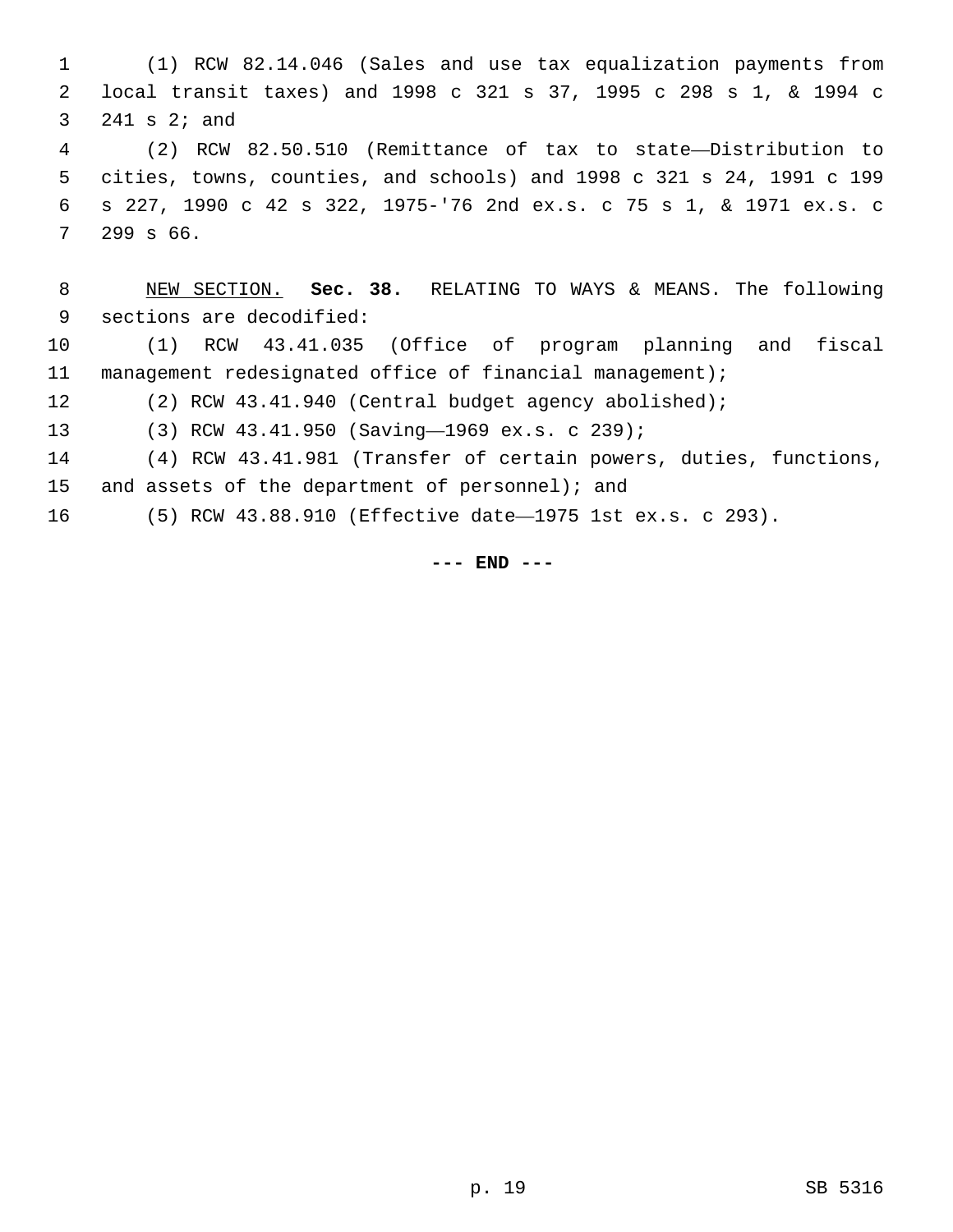(1) RCW 82.14.046 (Sales and use tax equalization payments from local transit taxes) and 1998 c 321 s 37, 1995 c 298 s 1, & 1994 c 241 s 2; and

(2) RCW 82.50.510 (Remittance of tax to state——Distribution to cities, towns, counties, and schools) and 1998 c 321 s 24, 1991 c 199 s 227, 1990 c 42 s 322, 1975-'76 2nd ex.s. c 75 s 1, & 1971 ex.s. c 299 s 66.

NEW SECTION. **Sec. 38.** RELATING TO WAYS & MEANS. The following sections are decodified:

(1) RCW 43.41.035 (Office of program planning and fiscal management redesignated office of financial management);

(2) RCW 43.41.940 (Central budget agency abolished);

(3) RCW 43.41.950 (Saving——1969 ex.s. c 239);

(4) RCW 43.41.981 (Transfer of certain powers, duties, functions, and assets of the department of personnel); and

(5) RCW 43.88.910 (Effective date——1975 1st ex.s. c 293).

**--- END ---**